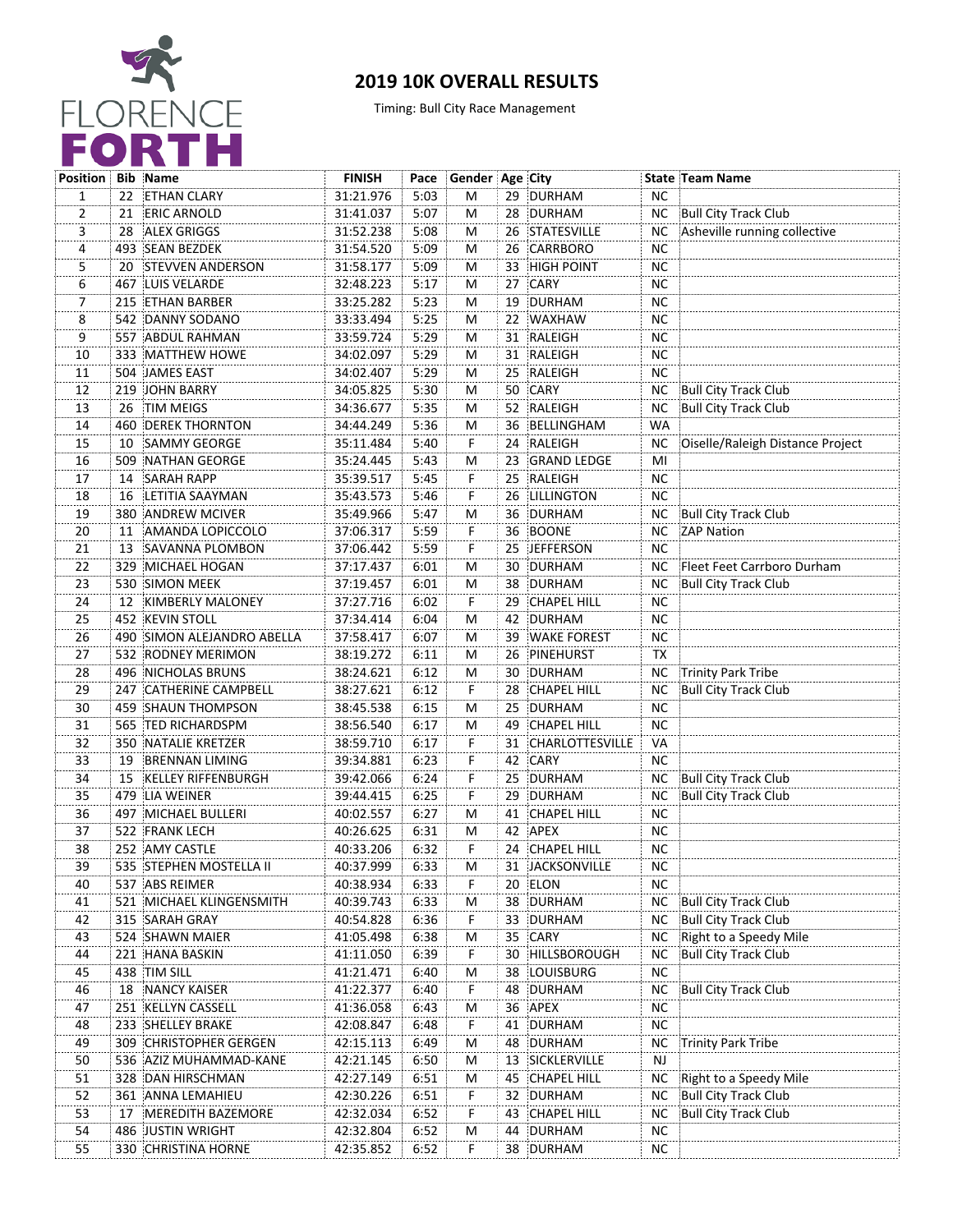FLORENCE FORTH

# 2019 10K OVERALL RESULTS

Timing: Bull City Race Management

| Position | Bib | Name | FINISH | Pace | Gender | Age | City | State | Team Name |
|---|---|---|---|---|---|---|---|---|---|
| 1 | 22 | ETHAN CLARY | 31:21.976 | 5:03 | M | 29 | DURHAM | NC | |
| 2 | 21 | ERIC ARNOLD | 31:41.037 | 5:07 | M | 28 | DURHAM | NC | Bull City Track Club |
| 3 | 28 | ALEX GRIGGS | 31:52.238 | 5:08 | M | 26 | STATESVILLE | NC | Asheville running collective |
| 4 | 493 | SEAN BEZDEK | 31:54.520 | 5:09 | M | 26 | CARRBORO | NC | |
| 5 | 20 | STEVVEN ANDERSON | 31:58.177 | 5:09 | M | 33 | HIGH POINT | NC | |
| 6 | 467 | LUIS VELARDE | 32:48.223 | 5:17 | M | 27 | CARY | NC | |
| 7 | 215 | ETHAN BARBER | 33:25.282 | 5:23 | M | 19 | DURHAM | NC | |
| 8 | 542 | DANNY SODANO | 33:33.494 | 5:25 | M | 22 | WAXHAW | NC | |
| 9 | 557 | ABDUL RAHMAN | 33:59.724 | 5:29 | M | 31 | RALEIGH | NC | |
| 10 | 333 | MATTHEW HOWE | 34:02.097 | 5:29 | M | 31 | RALEIGH | NC | |
| 11 | 504 | JAMES EAST | 34:02.407 | 5:29 | M | 25 | RALEIGH | NC | |
| 12 | 219 | JOHN BARRY | 34:05.825 | 5:30 | M | 50 | CARY | NC | Bull City Track Club |
| 13 | 26 | TIM MEIGS | 34:36.677 | 5:35 | M | 52 | RALEIGH | NC | Bull City Track Club |
| 14 | 460 | DEREK THORNTON | 34:44.249 | 5:36 | M | 36 | BELLINGHAM | WA | |
| 15 | 10 | SAMMY GEORGE | 35:11.484 | 5:40 | F | 24 | RALEIGH | NC | Oiselle/Raleigh Distance Project |
| 16 | 509 | NATHAN GEORGE | 35:24.445 | 5:43 | M | 23 | GRAND LEDGE | MI | |
| 17 | 14 | SARAH RAPP | 35:39.517 | 5:45 | F | 25 | RALEIGH | NC | |
| 18 | 16 | LETITIA SAAYMAN | 35:43.573 | 5:46 | F | 26 | LILLINGTON | NC | |
| 19 | 380 | ANDREW MCIVER | 35:49.966 | 5:47 | M | 36 | DURHAM | NC | Bull City Track Club |
| 20 | 11 | AMANDA LOPICCOLO | 37:06.317 | 5:59 | F | 36 | BOONE | NC | ZAP Nation |
| 21 | 13 | SAVANNA PLOMBON | 37:06.442 | 5:59 | F | 25 | JEFFERSON | NC | |
| 22 | 329 | MICHAEL HOGAN | 37:17.437 | 6:01 | M | 30 | DURHAM | NC | Fleet Feet Carrboro Durham |
| 23 | 530 | SIMON MEEK | 37:19.457 | 6:01 | M | 38 | DURHAM | NC | Bull City Track Club |
| 24 | 12 | KIMBERLY MALONEY | 37:27.716 | 6:02 | F | 29 | CHAPEL HILL | NC | |
| 25 | 452 | KEVIN STOLL | 37:34.414 | 6:04 | M | 42 | DURHAM | NC | |
| 26 | 490 | SIMON ALEJANDRO ABELLA | 37:58.417 | 6:07 | M | 39 | WAKE FOREST | NC | |
| 27 | 532 | RODNEY MERIMON | 38:19.272 | 6:11 | M | 26 | PINEHURST | TX | |
| 28 | 496 | NICHOLAS BRUNS | 38:24.621 | 6:12 | M | 30 | DURHAM | NC | Trinity Park Tribe |
| 29 | 247 | CATHERINE CAMPBELL | 38:27.621 | 6:12 | F | 28 | CHAPEL HILL | NC | Bull City Track Club |
| 30 | 459 | SHAUN THOMPSON | 38:45.538 | 6:15 | M | 25 | DURHAM | NC | |
| 31 | 565 | TED RICHARDSPM | 38:56.540 | 6:17 | M | 49 | CHAPEL HILL | NC | |
| 32 | 350 | NATALIE KRETZER | 38:59.710 | 6:17 | F | 31 | CHARLOTTESVILLE | VA | |
| 33 | 19 | BRENNAN LIMING | 39:34.881 | 6:23 | F | 42 | CARY | NC | |
| 34 | 15 | KELLEY RIFFENBURGH | 39:42.066 | 6:24 | F | 25 | DURHAM | NC | Bull City Track Club |
| 35 | 479 | LIA WEINER | 39:44.415 | 6:25 | F | 29 | DURHAM | NC | Bull City Track Club |
| 36 | 497 | MICHAEL BULLERI | 40:02.557 | 6:27 | M | 41 | CHAPEL HILL | NC | |
| 37 | 522 | FRANK LECH | 40:26.625 | 6:31 | M | 42 | APEX | NC | |
| 38 | 252 | AMY CASTLE | 40:33.206 | 6:32 | F | 24 | CHAPEL HILL | NC | |
| 39 | 535 | STEPHEN MOSTELLA II | 40:37.999 | 6:33 | M | 31 | JACKSONVILLE | NC | |
| 40 | 537 | ABS REIMER | 40:38.934 | 6:33 | F | 20 | ELON | NC | |
| 41 | 521 | MICHAEL KLINGENSMITH | 40:39.743 | 6:33 | M | 38 | DURHAM | NC | Bull City Track Club |
| 42 | 315 | SARAH GRAY | 40:54.828 | 6:36 | F | 33 | DURHAM | NC | Bull City Track Club |
| 43 | 524 | SHAWN MAIER | 41:05.498 | 6:38 | M | 35 | CARY | NC | Right to a Speedy Mile |
| 44 | 221 | HANA BASKIN | 41:11.050 | 6:39 | F | 30 | HILLSBOROUGH | NC | Bull City Track Club |
| 45 | 438 | TIM SILL | 41:21.471 | 6:40 | M | 38 | LOUISBURG | NC | |
| 46 | 18 | NANCY KAISER | 41:22.377 | 6:40 | F | 48 | DURHAM | NC | Bull City Track Club |
| 47 | 251 | KELLYN CASSELL | 41:36.058 | 6:43 | M | 36 | APEX | NC | |
| 48 | 233 | SHELLEY BRAKE | 42:08.847 | 6:48 | F | 41 | DURHAM | NC | |
| 49 | 309 | CHRISTOPHER GERGEN | 42:15.113 | 6:49 | M | 48 | DURHAM | NC | Trinity Park Tribe |
| 50 | 536 | AZIZ MUHAMMAD-KANE | 42:21.145 | 6:50 | M | 13 | SICKLERVILLE | NJ | |
| 51 | 328 | DAN HIRSCHMAN | 42:27.149 | 6:51 | M | 45 | CHAPEL HILL | NC | Right to a Speedy Mile |
| 52 | 361 | ANNA LEMAHIEU | 42:30.226 | 6:51 | F | 32 | DURHAM | NC | Bull City Track Club |
| 53 | 17 | MEREDITH BAZEMORE | 42:32.034 | 6:52 | F | 43 | CHAPEL HILL | NC | Bull City Track Club |
| 54 | 486 | JUSTIN WRIGHT | 42:32.804 | 6:52 | M | 44 | DURHAM | NC | |
| 55 | 330 | CHRISTINA HORNE | 42:35.852 | 6:52 | F | 38 | DURHAM | NC | |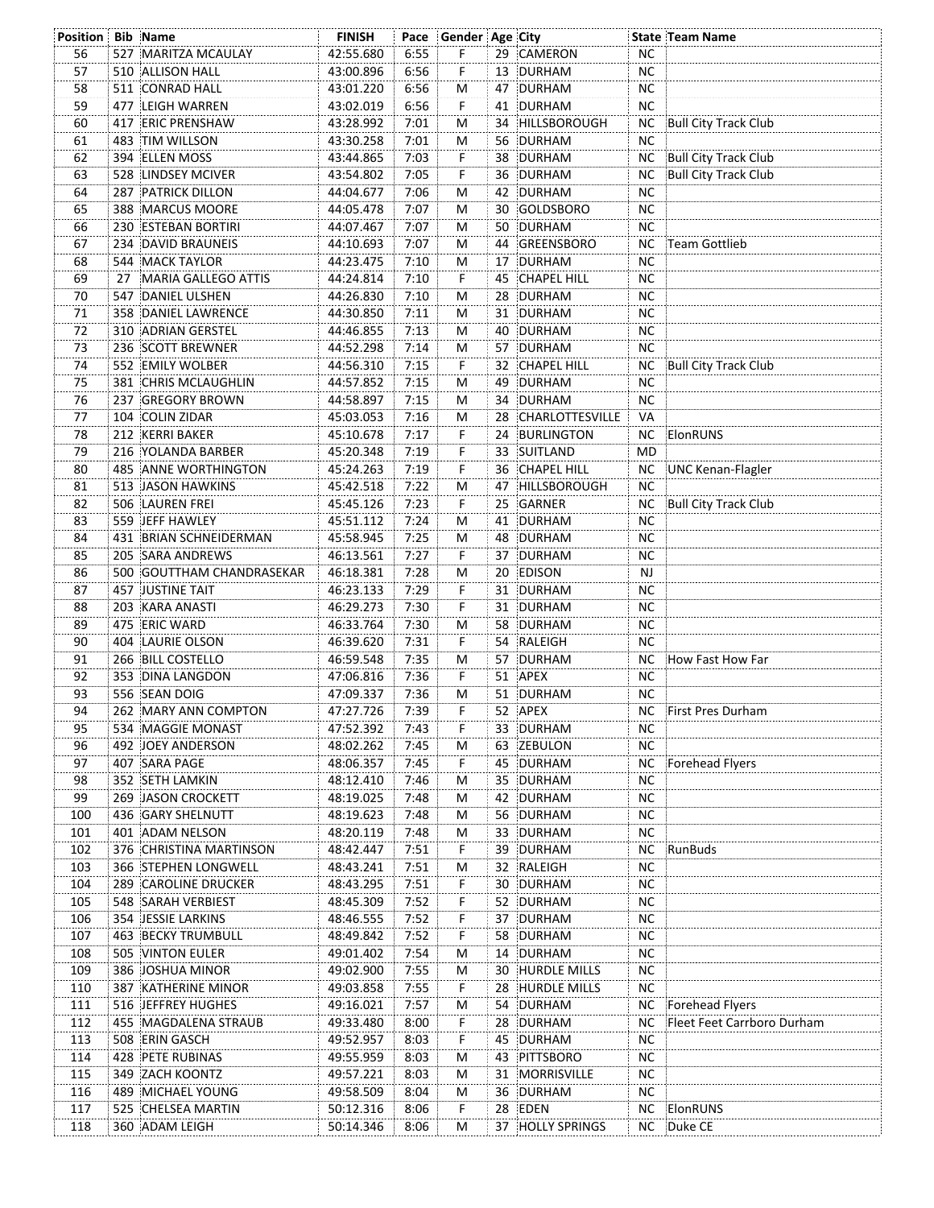| Position | Bib | Name | FINISH | Pace | Gender | Age | City | State | Team Name |
|---|---|---|---|---|---|---|---|---|---|
| 56 | 527 | MARITZA MCAULAY | 42:55.680 | 6:55 | F | 29 | CAMERON | NC | |
| 57 | 510 | ALLISON HALL | 43:00.896 | 6:56 | F | 13 | DURHAM | NC | |
| 58 | 511 | CONRAD HALL | 43:01.220 | 6:56 | M | 47 | DURHAM | NC | |
| 59 | 477 | LEIGH WARREN | 43:02.019 | 6:56 | F | 41 | DURHAM | NC | |
| 60 | 417 | ERIC PRENSHAW | 43:28.992 | 7:01 | M | 34 | HILLSBOROUGH | NC | Bull City Track Club |
| 61 | 483 | TIM WILLSON | 43:30.258 | 7:01 | M | 56 | DURHAM | NC | |
| 62 | 394 | ELLEN MOSS | 43:44.865 | 7:03 | F | 38 | DURHAM | NC | Bull City Track Club |
| 63 | 528 | LINDSEY MCIVER | 43:54.802 | 7:05 | F | 36 | DURHAM | NC | Bull City Track Club |
| 64 | 287 | PATRICK DILLON | 44:04.677 | 7:06 | M | 42 | DURHAM | NC | |
| 65 | 388 | MARCUS MOORE | 44:05.478 | 7:07 | M | 30 | GOLDSBORO | NC | |
| 66 | 230 | ESTEBAN BORTIRI | 44:07.467 | 7:07 | M | 50 | DURHAM | NC | |
| 67 | 234 | DAVID BRAUNEIS | 44:10.693 | 7:07 | M | 44 | GREENSBORO | NC | Team Gottlieb |
| 68 | 544 | MACK TAYLOR | 44:23.475 | 7:10 | M | 17 | DURHAM | NC | |
| 69 | 27 | MARIA GALLEGO ATTIS | 44:24.814 | 7:10 | F | 45 | CHAPEL HILL | NC | |
| 70 | 547 | DANIEL ULSHEN | 44:26.830 | 7:10 | M | 28 | DURHAM | NC | |
| 71 | 358 | DANIEL LAWRENCE | 44:30.850 | 7:11 | M | 31 | DURHAM | NC | |
| 72 | 310 | ADRIAN GERSTEL | 44:46.855 | 7:13 | M | 40 | DURHAM | NC | |
| 73 | 236 | SCOTT BREWNER | 44:52.298 | 7:14 | M | 57 | DURHAM | NC | |
| 74 | 552 | EMILY WOLBER | 44:56.310 | 7:15 | F | 32 | CHAPEL HILL | NC | Bull City Track Club |
| 75 | 381 | CHRIS MCLAUGHLIN | 44:57.852 | 7:15 | M | 49 | DURHAM | NC | |
| 76 | 237 | GREGORY BROWN | 44:58.897 | 7:15 | M | 34 | DURHAM | NC | |
| 77 | 104 | COLIN ZIDAR | 45:03.053 | 7:16 | M | 28 | CHARLOTTESVILLE | VA | |
| 78 | 212 | KERRI BAKER | 45:10.678 | 7:17 | F | 24 | BURLINGTON | NC | ElonRUNS |
| 79 | 216 | YOLANDA BARBER | 45:20.348 | 7:19 | F | 33 | SUITLAND | MD | |
| 80 | 485 | ANNE WORTHINGTON | 45:24.263 | 7:19 | F | 36 | CHAPEL HILL | NC | UNC Kenan-Flagler |
| 81 | 513 | JASON HAWKINS | 45:42.518 | 7:22 | M | 47 | HILLSBOROUGH | NC | |
| 82 | 506 | LAUREN FREI | 45:45.126 | 7:23 | F | 25 | GARNER | NC | Bull City Track Club |
| 83 | 559 | JEFF HAWLEY | 45:51.112 | 7:24 | M | 41 | DURHAM | NC | |
| 84 | 431 | BRIAN SCHNEIDERMAN | 45:58.945 | 7:25 | M | 48 | DURHAM | NC | |
| 85 | 205 | SARA ANDREWS | 46:13.561 | 7:27 | F | 37 | DURHAM | NC | |
| 86 | 500 | GOUTTHAM CHANDRASEKAR | 46:18.381 | 7:28 | M | 20 | EDISON | NJ | |
| 87 | 457 | JUSTINE TAIT | 46:23.133 | 7:29 | F | 31 | DURHAM | NC | |
| 88 | 203 | KARA ANASTI | 46:29.273 | 7:30 | F | 31 | DURHAM | NC | |
| 89 | 475 | ERIC WARD | 46:33.764 | 7:30 | M | 58 | DURHAM | NC | |
| 90 | 404 | LAURIE OLSON | 46:39.620 | 7:31 | F | 54 | RALEIGH | NC | |
| 91 | 266 | BILL COSTELLO | 46:59.548 | 7:35 | M | 57 | DURHAM | NC | How Fast How Far |
| 92 | 353 | DINA LANGDON | 47:06.816 | 7:36 | F | 51 | APEX | NC | |
| 93 | 556 | SEAN DOIG | 47:09.337 | 7:36 | M | 51 | DURHAM | NC | |
| 94 | 262 | MARY ANN COMPTON | 47:27.726 | 7:39 | F | 52 | APEX | NC | First Pres Durham |
| 95 | 534 | MAGGIE MONAST | 47:52.392 | 7:43 | F | 33 | DURHAM | NC | |
| 96 | 492 | JOEY ANDERSON | 48:02.262 | 7:45 | M | 63 | ZEBULON | NC | |
| 97 | 407 | SARA PAGE | 48:06.357 | 7:45 | F | 45 | DURHAM | NC | Forehead Flyers |
| 98 | 352 | SETH LAMKIN | 48:12.410 | 7:46 | M | 35 | DURHAM | NC | |
| 99 | 269 | JASON CROCKETT | 48:19.025 | 7:48 | M | 42 | DURHAM | NC | |
| 100 | 436 | GARY SHELNUTT | 48:19.623 | 7:48 | M | 56 | DURHAM | NC | |
| 101 | 401 | ADAM NELSON | 48:20.119 | 7:48 | M | 33 | DURHAM | NC | |
| 102 | 376 | CHRISTINA MARTINSON | 48:42.447 | 7:51 | F | 39 | DURHAM | NC | RunBuds |
| 103 | 366 | STEPHEN LONGWELL | 48:43.241 | 7:51 | M | 32 | RALEIGH | NC | |
| 104 | 289 | CAROLINE DRUCKER | 48:43.295 | 7:51 | F | 30 | DURHAM | NC | |
| 105 | 548 | SARAH VERBIEST | 48:45.309 | 7:52 | F | 52 | DURHAM | NC | |
| 106 | 354 | JESSIE LARKINS | 48:46.555 | 7:52 | F | 37 | DURHAM | NC | |
| 107 | 463 | BECKY TRUMBULL | 48:49.842 | 7:52 | F | 58 | DURHAM | NC | |
| 108 | 505 | VINTON EULER | 49:01.402 | 7:54 | M | 14 | DURHAM | NC | |
| 109 | 386 | JOSHUA MINOR | 49:02.900 | 7:55 | M | 30 | HURDLE MILLS | NC | |
| 110 | 387 | KATHERINE MINOR | 49:03.858 | 7:55 | F | 28 | HURDLE MILLS | NC | |
| 111 | 516 | JEFFREY HUGHES | 49:16.021 | 7:57 | M | 54 | DURHAM | NC | Forehead Flyers |
| 112 | 455 | MAGDALENA STRAUB | 49:33.480 | 8:00 | F | 28 | DURHAM | NC | Fleet Feet Carrboro Durham |
| 113 | 508 | ERIN GASCH | 49:52.957 | 8:03 | F | 45 | DURHAM | NC | |
| 114 | 428 | PETE RUBINAS | 49:55.959 | 8:03 | M | 43 | PITTSBORO | NC | |
| 115 | 349 | ZACH KOONTZ | 49:57.221 | 8:03 | M | 31 | MORRISVILLE | NC | |
| 116 | 489 | MICHAEL YOUNG | 49:58.509 | 8:04 | M | 36 | DURHAM | NC | |
| 117 | 525 | CHELSEA MARTIN | 50:12.316 | 8:06 | F | 28 | EDEN | NC | ElonRUNS |
| 118 | 360 | ADAM LEIGH | 50:14.346 | 8:06 | M | 37 | HOLLY SPRINGS | NC | Duke CE |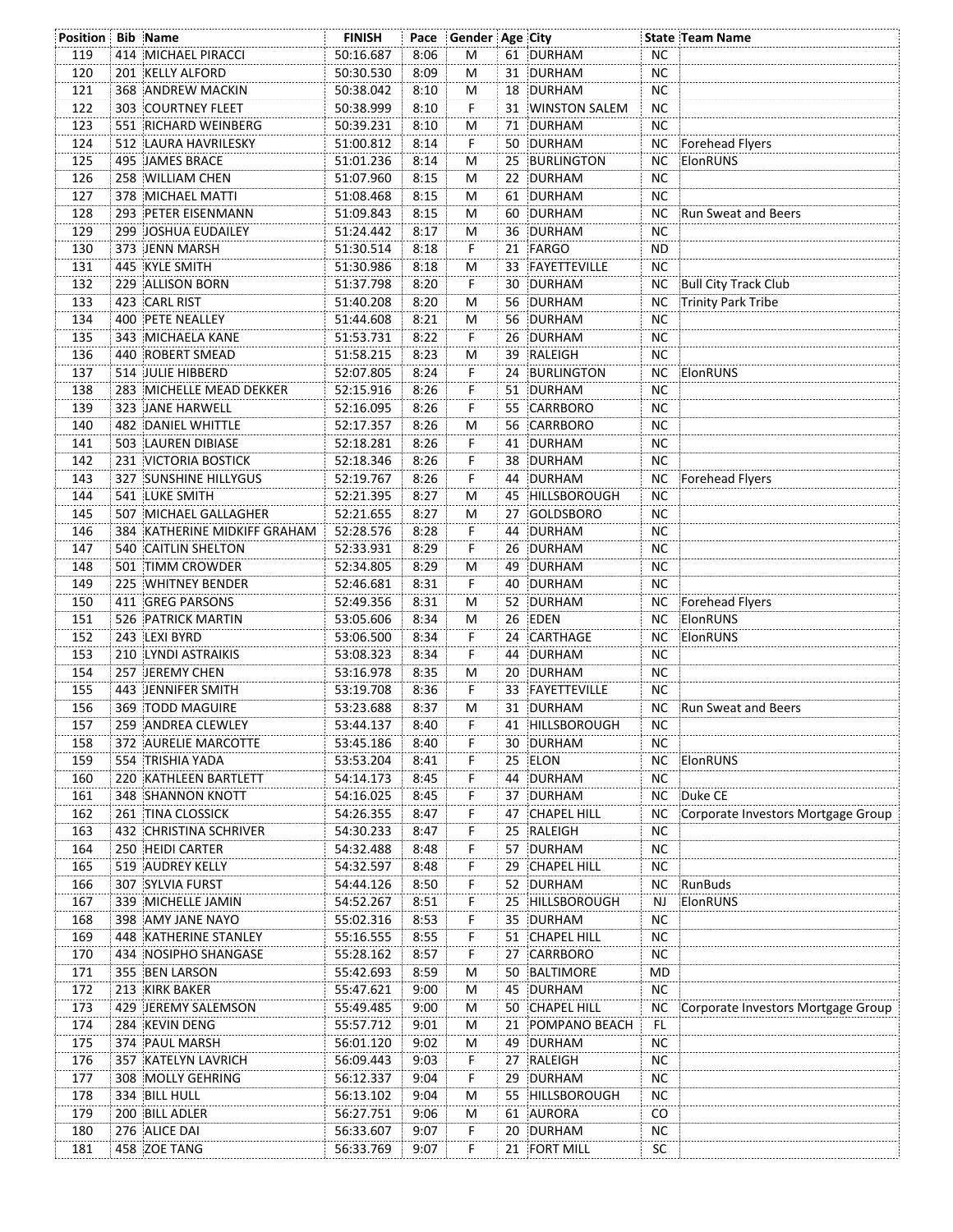| Position | Bib | Name | FINISH | Pace | Gender | Age | City | State | Team Name |
|---|---|---|---|---|---|---|---|---|---|
| 119 | 414 | MICHAEL PIRACCI | 50:16.687 | 8:06 | M | 61 | DURHAM | NC | |
| 120 | 201 | KELLY ALFORD | 50:30.530 | 8:09 | M | 31 | DURHAM | NC | |
| 121 | 368 | ANDREW MACKIN | 50:38.042 | 8:10 | M | 18 | DURHAM | NC | |
| 122 | 303 | COURTNEY FLEET | 50:38.999 | 8:10 | F | 31 | WINSTON SALEM | NC | |
| 123 | 551 | RICHARD WEINBERG | 50:39.231 | 8:10 | M | 71 | DURHAM | NC | |
| 124 | 512 | LAURA HAVRILESKY | 51:00.812 | 8:14 | F | 50 | DURHAM | NC | Forehead Flyers |
| 125 | 495 | JAMES BRACE | 51:01.236 | 8:14 | M | 25 | BURLINGTON | NC | ElonRUNS |
| 126 | 258 | WILLIAM CHEN | 51:07.960 | 8:15 | M | 22 | DURHAM | NC | |
| 127 | 378 | MICHAEL MATTI | 51:08.468 | 8:15 | M | 61 | DURHAM | NC | |
| 128 | 293 | PETER EISENMANN | 51:09.843 | 8:15 | M | 60 | DURHAM | NC | Run Sweat and Beers |
| 129 | 299 | JOSHUA EUDAILEY | 51:24.442 | 8:17 | M | 36 | DURHAM | NC | |
| 130 | 373 | JENN MARSH | 51:30.514 | 8:18 | F | 21 | FARGO | ND | |
| 131 | 445 | KYLE SMITH | 51:30.986 | 8:18 | M | 33 | FAYETTEVILLE | NC | |
| 132 | 229 | ALLISON BORN | 51:37.798 | 8:20 | F | 30 | DURHAM | NC | Bull City Track Club |
| 133 | 423 | CARL RIST | 51:40.208 | 8:20 | M | 56 | DURHAM | NC | Trinity Park Tribe |
| 134 | 400 | PETE NEALLEY | 51:44.608 | 8:21 | M | 56 | DURHAM | NC | |
| 135 | 343 | MICHAELA KANE | 51:53.731 | 8:22 | F | 26 | DURHAM | NC | |
| 136 | 440 | ROBERT SMEAD | 51:58.215 | 8:23 | M | 39 | RALEIGH | NC | |
| 137 | 514 | JULIE HIBBERD | 52:07.805 | 8:24 | F | 24 | BURLINGTON | NC | ElonRUNS |
| 138 | 283 | MICHELLE MEAD DEKKER | 52:15.916 | 8:26 | F | 51 | DURHAM | NC | |
| 139 | 323 | JANE HARWELL | 52:16.095 | 8:26 | F | 55 | CARRBORO | NC | |
| 140 | 482 | DANIEL WHITTLE | 52:17.357 | 8:26 | M | 56 | CARRBORO | NC | |
| 141 | 503 | LAUREN DIBIASE | 52:18.281 | 8:26 | F | 41 | DURHAM | NC | |
| 142 | 231 | VICTORIA BOSTICK | 52:18.346 | 8:26 | F | 38 | DURHAM | NC | |
| 143 | 327 | SUNSHINE HILLYGUS | 52:19.767 | 8:26 | F | 44 | DURHAM | NC | Forehead Flyers |
| 144 | 541 | LUKE SMITH | 52:21.395 | 8:27 | M | 45 | HILLSBOROUGH | NC | |
| 145 | 507 | MICHAEL GALLAGHER | 52:21.655 | 8:27 | M | 27 | GOLDSBORO | NC | |
| 146 | 384 | KATHERINE MIDKIFF GRAHAM | 52:28.576 | 8:28 | F | 44 | DURHAM | NC | |
| 147 | 540 | CAITLIN SHELTON | 52:33.931 | 8:29 | F | 26 | DURHAM | NC | |
| 148 | 501 | TIMM CROWDER | 52:34.805 | 8:29 | M | 49 | DURHAM | NC | |
| 149 | 225 | WHITNEY BENDER | 52:46.681 | 8:31 | F | 40 | DURHAM | NC | |
| 150 | 411 | GREG PARSONS | 52:49.356 | 8:31 | M | 52 | DURHAM | NC | Forehead Flyers |
| 151 | 526 | PATRICK MARTIN | 53:05.606 | 8:34 | M | 26 | EDEN | NC | ElonRUNS |
| 152 | 243 | LEXI BYRD | 53:06.500 | 8:34 | F | 24 | CARTHAGE | NC | ElonRUNS |
| 153 | 210 | LYNDI ASTRAIKIS | 53:08.323 | 8:34 | F | 44 | DURHAM | NC | |
| 154 | 257 | JEREMY CHEN | 53:16.978 | 8:35 | M | 20 | DURHAM | NC | |
| 155 | 443 | JENNIFER SMITH | 53:19.708 | 8:36 | F | 33 | FAYETTEVILLE | NC | |
| 156 | 369 | TODD MAGUIRE | 53:23.688 | 8:37 | M | 31 | DURHAM | NC | Run Sweat and Beers |
| 157 | 259 | ANDREA CLEWLEY | 53:44.137 | 8:40 | F | 41 | HILLSBOROUGH | NC | |
| 158 | 372 | AURELIE MARCOTTE | 53:45.186 | 8:40 | F | 30 | DURHAM | NC | |
| 159 | 554 | TRISHIA YADA | 53:53.204 | 8:41 | F | 25 | ELON | NC | ElonRUNS |
| 160 | 220 | KATHLEEN BARTLETT | 54:14.173 | 8:45 | F | 44 | DURHAM | NC | |
| 161 | 348 | SHANNON KNOTT | 54:16.025 | 8:45 | F | 37 | DURHAM | NC | Duke CE |
| 162 | 261 | TINA CLOSSICK | 54:26.355 | 8:47 | F | 47 | CHAPEL HILL | NC | Corporate Investors Mortgage Group |
| 163 | 432 | CHRISTINA SCHRIVER | 54:30.233 | 8:47 | F | 25 | RALEIGH | NC | |
| 164 | 250 | HEIDI CARTER | 54:32.488 | 8:48 | F | 57 | DURHAM | NC | |
| 165 | 519 | AUDREY KELLY | 54:32.597 | 8:48 | F | 29 | CHAPEL HILL | NC | |
| 166 | 307 | SYLVIA FURST | 54:44.126 | 8:50 | F | 52 | DURHAM | NC | RunBuds |
| 167 | 339 | MICHELLE JAMIN | 54:52.267 | 8:51 | F | 25 | HILLSBOROUGH | NJ | ElonRUNS |
| 168 | 398 | AMY JANE NAYO | 55:02.316 | 8:53 | F | 35 | DURHAM | NC | |
| 169 | 448 | KATHERINE STANLEY | 55:16.555 | 8:55 | F | 51 | CHAPEL HILL | NC | |
| 170 | 434 | NOSIPHO SHANGASE | 55:28.162 | 8:57 | F | 27 | CARRBORO | NC | |
| 171 | 355 | BEN LARSON | 55:42.693 | 8:59 | M | 50 | BALTIMORE | MD | |
| 172 | 213 | KIRK BAKER | 55:47.621 | 9:00 | M | 45 | DURHAM | NC | |
| 173 | 429 | JEREMY SALEMSON | 55:49.485 | 9:00 | M | 50 | CHAPEL HILL | NC | Corporate Investors Mortgage Group |
| 174 | 284 | KEVIN DENG | 55:57.712 | 9:01 | M | 21 | POMPANO BEACH | FL | |
| 175 | 374 | PAUL MARSH | 56:01.120 | 9:02 | M | 49 | DURHAM | NC | |
| 176 | 357 | KATELYN LAVRICH | 56:09.443 | 9:03 | F | 27 | RALEIGH | NC | |
| 177 | 308 | MOLLY GEHRING | 56:12.337 | 9:04 | F | 29 | DURHAM | NC | |
| 178 | 334 | BILL HULL | 56:13.102 | 9:04 | M | 55 | HILLSBOROUGH | NC | |
| 179 | 200 | BILL ADLER | 56:27.751 | 9:06 | M | 61 | AURORA | CO | |
| 180 | 276 | ALICE DAI | 56:33.607 | 9:07 | F | 20 | DURHAM | NC | |
| 181 | 458 | ZOE TANG | 56:33.769 | 9:07 | F | 21 | FORT MILL | SC | |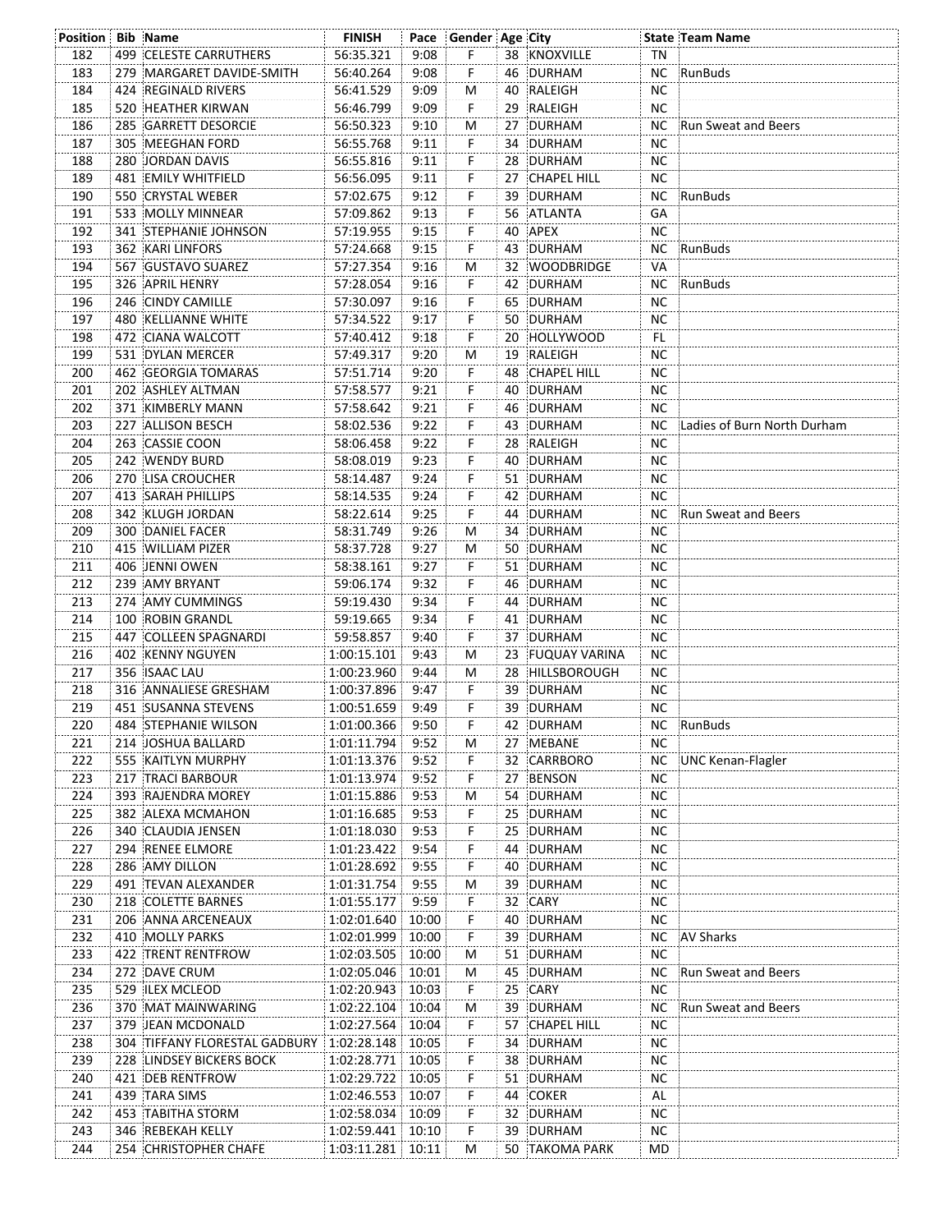| Position | Bib | Name | FINISH | Pace | Gender | Age | City | State | Team Name |
|---|---|---|---|---|---|---|---|---|---|
| 182 | 499 | CELESTE CARRUTHERS | 56:35.321 | 9:08 | F | 38 | KNOXVILLE | TN | |
| 183 | 279 | MARGARET DAVIDE-SMITH | 56:40.264 | 9:08 | F | 46 | DURHAM | NC | RunBuds |
| 184 | 424 | REGINALD RIVERS | 56:41.529 | 9:09 | M | 40 | RALEIGH | NC | |
| 185 | 520 | HEATHER KIRWAN | 56:46.799 | 9:09 | F | 29 | RALEIGH | NC | |
| 186 | 285 | GARRETT DESORCIE | 56:50.323 | 9:10 | M | 27 | DURHAM | NC | Run Sweat and Beers |
| 187 | 305 | MEEGHAN FORD | 56:55.768 | 9:11 | F | 34 | DURHAM | NC | |
| 188 | 280 | JORDAN DAVIS | 56:55.816 | 9:11 | F | 28 | DURHAM | NC | |
| 189 | 481 | EMILY WHITFIELD | 56:56.095 | 9:11 | F | 27 | CHAPEL HILL | NC | |
| 190 | 550 | CRYSTAL WEBER | 57:02.675 | 9:12 | F | 39 | DURHAM | NC | RunBuds |
| 191 | 533 | MOLLY MINNEAR | 57:09.862 | 9:13 | F | 56 | ATLANTA | GA | |
| 192 | 341 | STEPHANIE JOHNSON | 57:19.955 | 9:15 | F | 40 | APEX | NC | |
| 193 | 362 | KARI LINFORS | 57:24.668 | 9:15 | F | 43 | DURHAM | NC | RunBuds |
| 194 | 567 | GUSTAVO SUAREZ | 57:27.354 | 9:16 | M | 32 | WOODBRIDGE | VA | |
| 195 | 326 | APRIL HENRY | 57:28.054 | 9:16 | F | 42 | DURHAM | NC | RunBuds |
| 196 | 246 | CINDY CAMILLE | 57:30.097 | 9:16 | F | 65 | DURHAM | NC | |
| 197 | 480 | KELLIANNE WHITE | 57:34.522 | 9:17 | F | 50 | DURHAM | NC | |
| 198 | 472 | CIANA WALCOTT | 57:40.412 | 9:18 | F | 20 | HOLLYWOOD | FL | |
| 199 | 531 | DYLAN MERCER | 57:49.317 | 9:20 | M | 19 | RALEIGH | NC | |
| 200 | 462 | GEORGIA TOMARAS | 57:51.714 | 9:20 | F | 48 | CHAPEL HILL | NC | |
| 201 | 202 | ASHLEY ALTMAN | 57:58.577 | 9:21 | F | 40 | DURHAM | NC | |
| 202 | 371 | KIMBERLY MANN | 57:58.642 | 9:21 | F | 46 | DURHAM | NC | |
| 203 | 227 | ALLISON BESCH | 58:02.536 | 9:22 | F | 43 | DURHAM | NC | Ladies of Burn North Durham |
| 204 | 263 | CASSIE COON | 58:06.458 | 9:22 | F | 28 | RALEIGH | NC | |
| 205 | 242 | WENDY BURD | 58:08.019 | 9:23 | F | 40 | DURHAM | NC | |
| 206 | 270 | LISA CROUCHER | 58:14.487 | 9:24 | F | 51 | DURHAM | NC | |
| 207 | 413 | SARAH PHILLIPS | 58:14.535 | 9:24 | F | 42 | DURHAM | NC | |
| 208 | 342 | KLUGH JORDAN | 58:22.614 | 9:25 | F | 44 | DURHAM | NC | Run Sweat and Beers |
| 209 | 300 | DANIEL FACER | 58:31.749 | 9:26 | M | 34 | DURHAM | NC | |
| 210 | 415 | WILLIAM PIZER | 58:37.728 | 9:27 | M | 50 | DURHAM | NC | |
| 211 | 406 | JENNI OWEN | 58:38.161 | 9:27 | F | 51 | DURHAM | NC | |
| 212 | 239 | AMY BRYANT | 59:06.174 | 9:32 | F | 46 | DURHAM | NC | |
| 213 | 274 | AMY CUMMINGS | 59:19.430 | 9:34 | F | 44 | DURHAM | NC | |
| 214 | 100 | ROBIN GRANDL | 59:19.665 | 9:34 | F | 41 | DURHAM | NC | |
| 215 | 447 | COLLEEN SPAGNARDI | 59:58.857 | 9:40 | F | 37 | DURHAM | NC | |
| 216 | 402 | KENNY NGUYEN | 1:00:15.101 | 9:43 | M | 23 | FUQUAY VARINA | NC | |
| 217 | 356 | ISAAC LAU | 1:00:23.960 | 9:44 | M | 28 | HILLSBOROUGH | NC | |
| 218 | 316 | ANNALIESE GRESHAM | 1:00:37.896 | 9:47 | F | 39 | DURHAM | NC | |
| 219 | 451 | SUSANNA STEVENS | 1:00:51.659 | 9:49 | F | 39 | DURHAM | NC | |
| 220 | 484 | STEPHANIE WILSON | 1:01:00.366 | 9:50 | F | 42 | DURHAM | NC | RunBuds |
| 221 | 214 | JOSHUA BALLARD | 1:01:11.794 | 9:52 | M | 27 | MEBANE | NC | |
| 222 | 555 | KAITLYN MURPHY | 1:01:13.376 | 9:52 | F | 32 | CARRBORO | NC | UNC Kenan-Flagler |
| 223 | 217 | TRACI BARBOUR | 1:01:13.974 | 9:52 | F | 27 | BENSON | NC | |
| 224 | 393 | RAJENDRA MOREY | 1:01:15.886 | 9:53 | M | 54 | DURHAM | NC | |
| 225 | 382 | ALEXA MCMAHON | 1:01:16.685 | 9:53 | F | 25 | DURHAM | NC | |
| 226 | 340 | CLAUDIA JENSEN | 1:01:18.030 | 9:53 | F | 25 | DURHAM | NC | |
| 227 | 294 | RENEE ELMORE | 1:01:23.422 | 9:54 | F | 44 | DURHAM | NC | |
| 228 | 286 | AMY DILLON | 1:01:28.692 | 9:55 | F | 40 | DURHAM | NC | |
| 229 | 491 | TEVAN ALEXANDER | 1:01:31.754 | 9:55 | M | 39 | DURHAM | NC | |
| 230 | 218 | COLETTE BARNES | 1:01:55.177 | 9:59 | F | 32 | CARY | NC | |
| 231 | 206 | ANNA ARCENEAUX | 1:02:01.640 | 10:00 | F | 40 | DURHAM | NC | |
| 232 | 410 | MOLLY PARKS | 1:02:01.999 | 10:00 | F | 39 | DURHAM | NC | AV Sharks |
| 233 | 422 | TRENT RENTFROW | 1:02:03.505 | 10:00 | M | 51 | DURHAM | NC | |
| 234 | 272 | DAVE CRUM | 1:02:05.046 | 10:01 | M | 45 | DURHAM | NC | Run Sweat and Beers |
| 235 | 529 | ILEX MCLEOD | 1:02:20.943 | 10:03 | F | 25 | CARY | NC | |
| 236 | 370 | MAT MAINWARING | 1:02:22.104 | 10:04 | M | 39 | DURHAM | NC | Run Sweat and Beers |
| 237 | 379 | JEAN MCDONALD | 1:02:27.564 | 10:04 | F | 57 | CHAPEL HILL | NC | |
| 238 | 304 | TIFFANY FLORESTAL GADBURY | 1:02:28.148 | 10:05 | F | 34 | DURHAM | NC | |
| 239 | 228 | LINDSEY BICKERS BOCK | 1:02:28.771 | 10:05 | F | 38 | DURHAM | NC | |
| 240 | 421 | DEB RENTFROW | 1:02:29.722 | 10:05 | F | 51 | DURHAM | NC | |
| 241 | 439 | TARA SIMS | 1:02:46.553 | 10:07 | F | 44 | COKER | AL | |
| 242 | 453 | TABITHA STORM | 1:02:58.034 | 10:09 | F | 32 | DURHAM | NC | |
| 243 | 346 | REBEKAH KELLY | 1:02:59.441 | 10:10 | F | 39 | DURHAM | NC | |
| 244 | 254 | CHRISTOPHER CHAFE | 1:03:11.281 | 10:11 | M | 50 | TAKOMA PARK | MD | |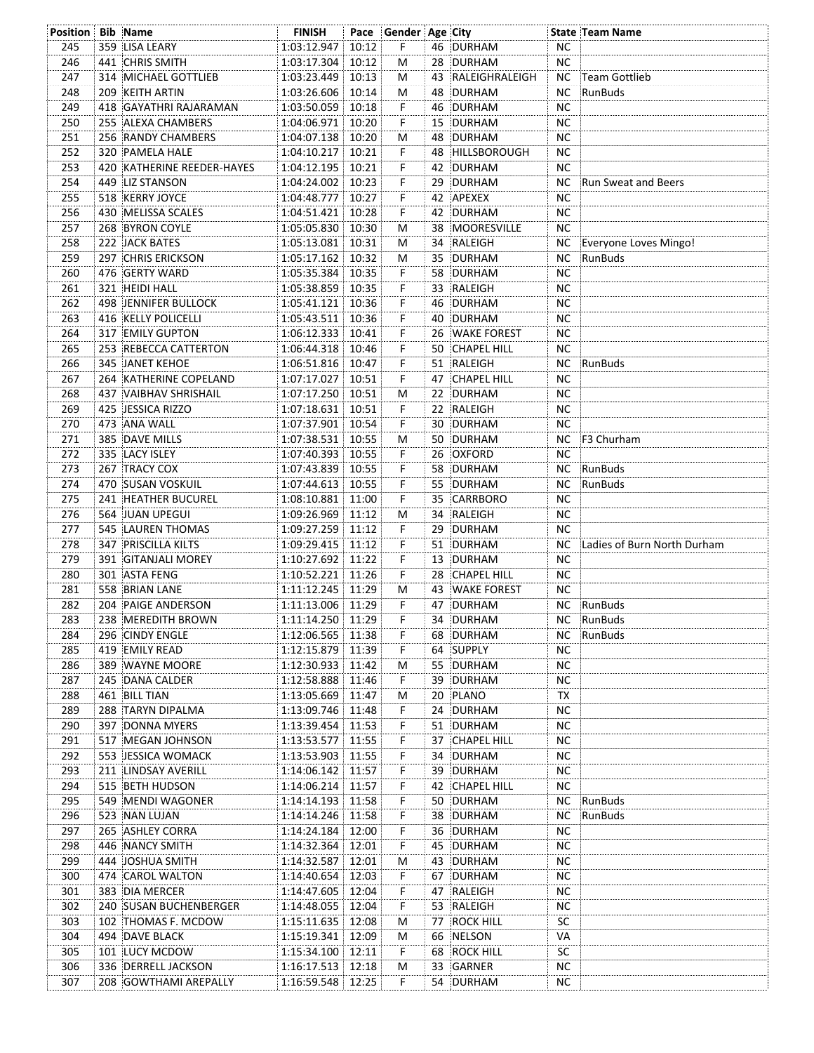| Position | Bib | Name | FINISH | Pace | Gender | Age | City | State | Team Name |
|---|---|---|---|---|---|---|---|---|---|
| 245 | 359 | LISA LEARY | 1:03:12.947 | 10:12 | F | 46 | DURHAM | NC | |
| 246 | 441 | CHRIS SMITH | 1:03:17.304 | 10:12 | M | 28 | DURHAM | NC | |
| 247 | 314 | MICHAEL GOTTLIEB | 1:03:23.449 | 10:13 | M | 43 | RALEIGHRALEIGH | NC | Team Gottlieb |
| 248 | 209 | KEITH ARTIN | 1:03:26.606 | 10:14 | M | 48 | DURHAM | NC | RunBuds |
| 249 | 418 | GAYATHRI RAJARAMAN | 1:03:50.059 | 10:18 | F | 46 | DURHAM | NC | |
| 250 | 255 | ALEXA CHAMBERS | 1:04:06.971 | 10:20 | F | 15 | DURHAM | NC | |
| 251 | 256 | RANDY CHAMBERS | 1:04:07.138 | 10:20 | M | 48 | DURHAM | NC | |
| 252 | 320 | PAMELA HALE | 1:04:10.217 | 10:21 | F | 48 | HILLSBOROUGH | NC | |
| 253 | 420 | KATHERINE REEDER-HAYES | 1:04:12.195 | 10:21 | F | 42 | DURHAM | NC | |
| 254 | 449 | LIZ STANSON | 1:04:24.002 | 10:23 | F | 29 | DURHAM | NC | Run Sweat and Beers |
| 255 | 518 | KERRY JOYCE | 1:04:48.777 | 10:27 | F | 42 | APEXEX | NC | |
| 256 | 430 | MELISSA SCALES | 1:04:51.421 | 10:28 | F | 42 | DURHAM | NC | |
| 257 | 268 | BYRON COYLE | 1:05:05.830 | 10:30 | M | 38 | MOORESVILLE | NC | |
| 258 | 222 | JACK BATES | 1:05:13.081 | 10:31 | M | 34 | RALEIGH | NC | Everyone Loves Mingo! |
| 259 | 297 | CHRIS ERICKSON | 1:05:17.162 | 10:32 | M | 35 | DURHAM | NC | RunBuds |
| 260 | 476 | GERTY WARD | 1:05:35.384 | 10:35 | F | 58 | DURHAM | NC | |
| 261 | 321 | HEIDI HALL | 1:05:38.859 | 10:35 | F | 33 | RALEIGH | NC | |
| 262 | 498 | JENNIFER BULLOCK | 1:05:41.121 | 10:36 | F | 46 | DURHAM | NC | |
| 263 | 416 | KELLY POLICELLI | 1:05:43.511 | 10:36 | F | 40 | DURHAM | NC | |
| 264 | 317 | EMILY GUPTON | 1:06:12.333 | 10:41 | F | 26 | WAKE FOREST | NC | |
| 265 | 253 | REBECCA CATTERTON | 1:06:44.318 | 10:46 | F | 50 | CHAPEL HILL | NC | |
| 266 | 345 | JANET KEHOE | 1:06:51.816 | 10:47 | F | 51 | RALEIGH | NC | RunBuds |
| 267 | 264 | KATHERINE COPELAND | 1:07:17.027 | 10:51 | F | 47 | CHAPEL HILL | NC | |
| 268 | 437 | VAIBHAV SHRISHAIL | 1:07:17.250 | 10:51 | M | 22 | DURHAM | NC | |
| 269 | 425 | JESSICA RIZZO | 1:07:18.631 | 10:51 | F | 22 | RALEIGH | NC | |
| 270 | 473 | ANA WALL | 1:07:37.901 | 10:54 | F | 30 | DURHAM | NC | |
| 271 | 385 | DAVE MILLS | 1:07:38.531 | 10:55 | M | 50 | DURHAM | NC | F3 Churham |
| 272 | 335 | LACY ISLEY | 1:07:40.393 | 10:55 | F | 26 | OXFORD | NC | |
| 273 | 267 | TRACY COX | 1:07:43.839 | 10:55 | F | 58 | DURHAM | NC | RunBuds |
| 274 | 470 | SUSAN VOSKUIL | 1:07:44.613 | 10:55 | F | 55 | DURHAM | NC | RunBuds |
| 275 | 241 | HEATHER BUCUREL | 1:08:10.881 | 11:00 | F | 35 | CARRBORO | NC | |
| 276 | 564 | JUAN UPEGUI | 1:09:26.969 | 11:12 | M | 34 | RALEIGH | NC | |
| 277 | 545 | LAUREN THOMAS | 1:09:27.259 | 11:12 | F | 29 | DURHAM | NC | |
| 278 | 347 | PRISCILLA KILTS | 1:09:29.415 | 11:12 | F | 51 | DURHAM | NC | Ladies of Burn North Durham |
| 279 | 391 | GITANJALI MOREY | 1:10:27.692 | 11:22 | F | 13 | DURHAM | NC | |
| 280 | 301 | ASTA FENG | 1:10:52.221 | 11:26 | F | 28 | CHAPEL HILL | NC | |
| 281 | 558 | BRIAN LANE | 1:11:12.245 | 11:29 | M | 43 | WAKE FOREST | NC | |
| 282 | 204 | PAIGE ANDERSON | 1:11:13.006 | 11:29 | F | 47 | DURHAM | NC | RunBuds |
| 283 | 238 | MEREDITH BROWN | 1:11:14.250 | 11:29 | F | 34 | DURHAM | NC | RunBuds |
| 284 | 296 | CINDY ENGLE | 1:12:06.565 | 11:38 | F | 68 | DURHAM | NC | RunBuds |
| 285 | 419 | EMILY READ | 1:12:15.879 | 11:39 | F | 64 | SUPPLY | NC | |
| 286 | 389 | WAYNE MOORE | 1:12:30.933 | 11:42 | M | 55 | DURHAM | NC | |
| 287 | 245 | DANA CALDER | 1:12:58.888 | 11:46 | F | 39 | DURHAM | NC | |
| 288 | 461 | BILL TIAN | 1:13:05.669 | 11:47 | M | 20 | PLANO | TX | |
| 289 | 288 | TARYN DIPALMA | 1:13:09.746 | 11:48 | F | 24 | DURHAM | NC | |
| 290 | 397 | DONNA MYERS | 1:13:39.454 | 11:53 | F | 51 | DURHAM | NC | |
| 291 | 517 | MEGAN JOHNSON | 1:13:53.577 | 11:55 | F | 37 | CHAPEL HILL | NC | |
| 292 | 553 | JESSICA WOMACK | 1:13:53.903 | 11:55 | F | 34 | DURHAM | NC | |
| 293 | 211 | LINDSAY AVERILL | 1:14:06.142 | 11:57 | F | 39 | DURHAM | NC | |
| 294 | 515 | BETH HUDSON | 1:14:06.214 | 11:57 | F | 42 | CHAPEL HILL | NC | |
| 295 | 549 | MENDI WAGONER | 1:14:14.193 | 11:58 | F | 50 | DURHAM | NC | RunBuds |
| 296 | 523 | NAN LUJAN | 1:14:14.246 | 11:58 | F | 38 | DURHAM | NC | RunBuds |
| 297 | 265 | ASHLEY CORRA | 1:14:24.184 | 12:00 | F | 36 | DURHAM | NC | |
| 298 | 446 | NANCY SMITH | 1:14:32.364 | 12:01 | F | 45 | DURHAM | NC | |
| 299 | 444 | JOSHUA SMITH | 1:14:32.587 | 12:01 | M | 43 | DURHAM | NC | |
| 300 | 474 | CAROL WALTON | 1:14:40.654 | 12:03 | F | 67 | DURHAM | NC | |
| 301 | 383 | DIA MERCER | 1:14:47.605 | 12:04 | F | 47 | RALEIGH | NC | |
| 302 | 240 | SUSAN BUCHENBERGER | 1:14:48.055 | 12:04 | F | 53 | RALEIGH | NC | |
| 303 | 102 | THOMAS F. MCDOW | 1:15:11.635 | 12:08 | M | 77 | ROCK HILL | SC | |
| 304 | 494 | DAVE BLACK | 1:15:19.341 | 12:09 | M | 66 | NELSON | VA | |
| 305 | 101 | LUCY MCDOW | 1:15:34.100 | 12:11 | F | 68 | ROCK HILL | SC | |
| 306 | 336 | DERRELL JACKSON | 1:16:17.513 | 12:18 | M | 33 | GARNER | NC | |
| 307 | 208 | GOWTHAMI AREPALLY | 1:16:59.548 | 12:25 | F | 54 | DURHAM | NC | |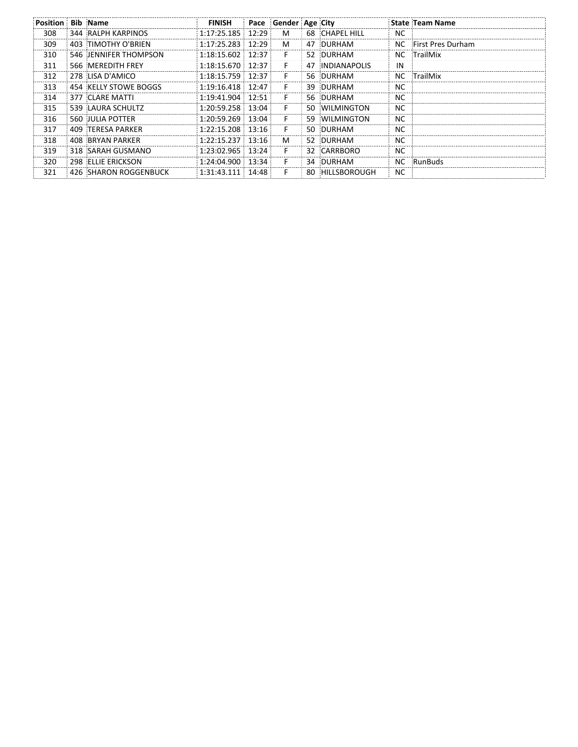| Position | Bib | Name | FINISH | Pace | Gender | Age | City | State | Team Name |
|---|---|---|---|---|---|---|---|---|---|
| 308 | 344 | RALPH KARPINOS | 1:17:25.185 | 12:29 | M | 68 | CHAPEL HILL | NC | |
| 309 | 403 | TIMOTHY O'BRIEN | 1:17:25.283 | 12:29 | M | 47 | DURHAM | NC | First Pres Durham |
| 310 | 546 | JENNIFER THOMPSON | 1:18:15.602 | 12:37 | F | 52 | DURHAM | NC | TrailMix |
| 311 | 566 | MEREDITH FREY | 1:18:15.670 | 12:37 | F | 47 | INDIANAPOLIS | IN | |
| 312 | 278 | LISA D'AMICO | 1:18:15.759 | 12:37 | F | 56 | DURHAM | NC | TrailMix |
| 313 | 454 | KELLY STOWE BOGGS | 1:19:16.418 | 12:47 | F | 39 | DURHAM | NC | |
| 314 | 377 | CLARE MATTI | 1:19:41.904 | 12:51 | F | 56 | DURHAM | NC | |
| 315 | 539 | LAURA SCHULTZ | 1:20:59.258 | 13:04 | F | 50 | WILMINGTON | NC | |
| 316 | 560 | JULIA POTTER | 1:20:59.269 | 13:04 | F | 59 | WILMINGTON | NC | |
| 317 | 409 | TERESA PARKER | 1:22:15.208 | 13:16 | F | 50 | DURHAM | NC | |
| 318 | 408 | BRYAN PARKER | 1:22:15.237 | 13:16 | M | 52 | DURHAM | NC | |
| 319 | 318 | SARAH GUSMANO | 1:23:02.965 | 13:24 | F | 32 | CARRBORO | NC | |
| 320 | 298 | ELLIE ERICKSON | 1:24:04.900 | 13:34 | F | 34 | DURHAM | NC | RunBuds |
| 321 | 426 | SHARON ROGGENBUCK | 1:31:43.111 | 14:48 | F | 80 | HILLSBOROUGH | NC | |